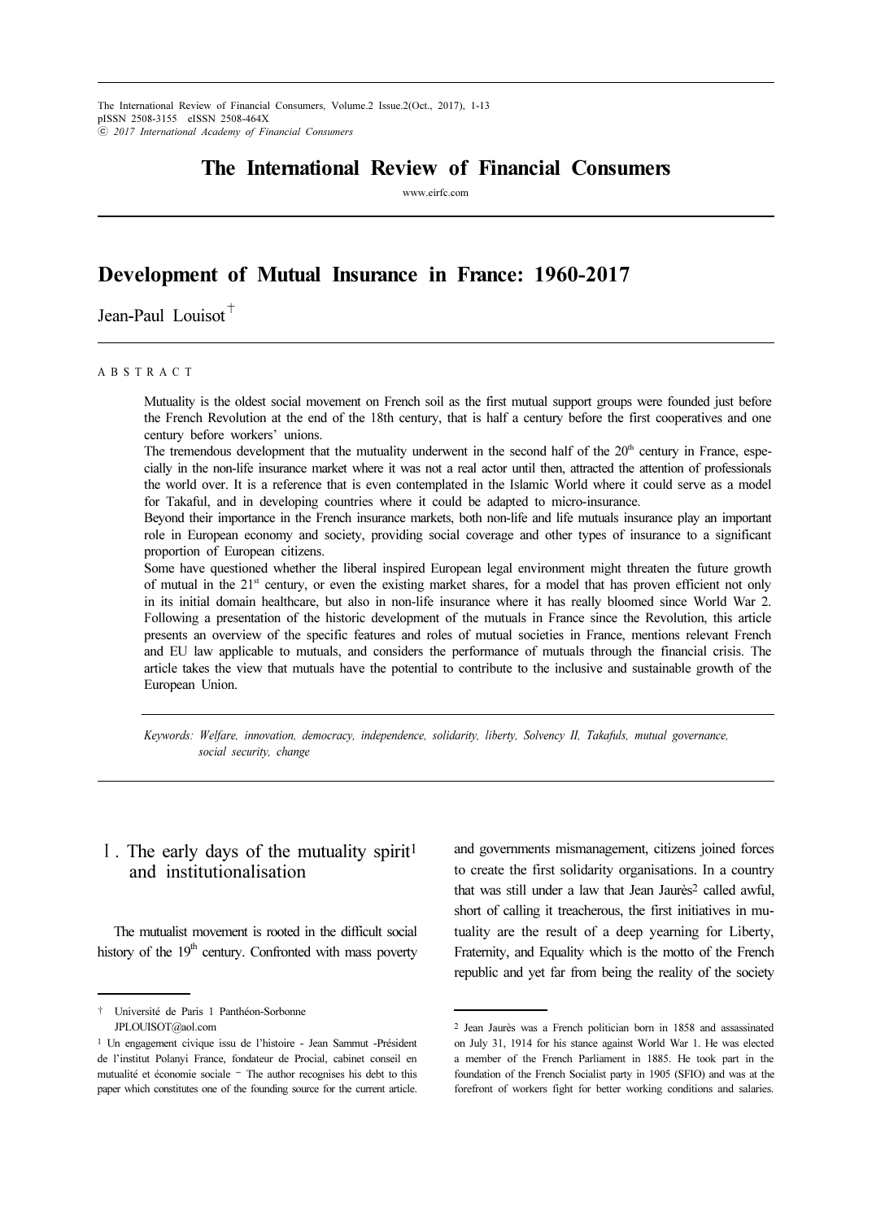# Development of Mutual Insurance in France: 1960-2017

Jean-Paul Louisot[†]

## ABSTRACT

Mutuality is the oldest social movement on French soil as the first mutual support groups were founded just before the French Revolution at the end of the 18th century, that is half a century before the first cooperatives and one century before workers' unions.

The tremendous development that the mutuality underwent in the second half of the 20th century in France, especially in the non-life insurance market where it was not a real actor until then, attracted the attention of professionals the world over. It is a reference that is even contemplated in the Islamic World where it could serve as a model for Takaful, and in developing countries where it could be adapted to micro-insurance.

Beyond their importance in the French insurance markets, both non-life and life mutuals insurance play an important role in European economy and society, providing social coverage and other types of insurance to a significant proportion of European citizens.

Some have questioned whether the liberal inspired European legal environment might threaten the future growth of mutual in the 21st century, or even the existing market shares, for a model that has proven efficient not only in its initial domain healthcare, but also in non-life insurance where it has really bloomed since World War 2. Following a presentation of the historic development of the mutuals in France since the Revolution, this article presents an overview of the specific features and roles of mutual societies in France, mentions relevant French and EU law applicable to mutuals, and considers the performance of mutuals through the financial crisis. The article takes the view that mutuals have the potential to contribute to the inclusive and sustainable growth of the European Union.

*Keywords: Welfare, innovation, democracy, independence, solidarity, liberty, Solvency II, Takafuls, mutual governance, social security, change*

## Ⅰ. The early days of the mutuality spirit[1] and institutionalisation

The mutualist movement is rooted in the difficult social history of the 19th century. Confronted with mass poverty and governments mismanagement, citizens joined forces to create the first solidarity organisations. In a country that was still under a law that Jean Jaurès[2] called awful, short of calling it treacherous, the first initiatives in mutuality are the result of a deep yearning for Liberty, Fraternity, and Equality which is the motto of the French republic and yet far from being the reality of the society

---

† Université de Paris 1 Panthéon-Sorbonne JPLOUISOT@aol.com

1 Un engagement civique issu de l'histoire - Jean Sammut -Président de l'institut Polanyi France, fondateur de Procial, cabinet conseil en mutualité et économie sociale – The author recognises his debt to this paper which constitutes one of the founding source for the current article.

2 Jean Jaurès was a French politician born in 1858 and assassinated on July 31, 1914 for his stance against World War 1. He was elected a member of the French Parliament in 1885. He took part in the foundation of the French Socialist party in 1905 (SFIO) and was at the forefront of workers fight for better working conditions and salaries.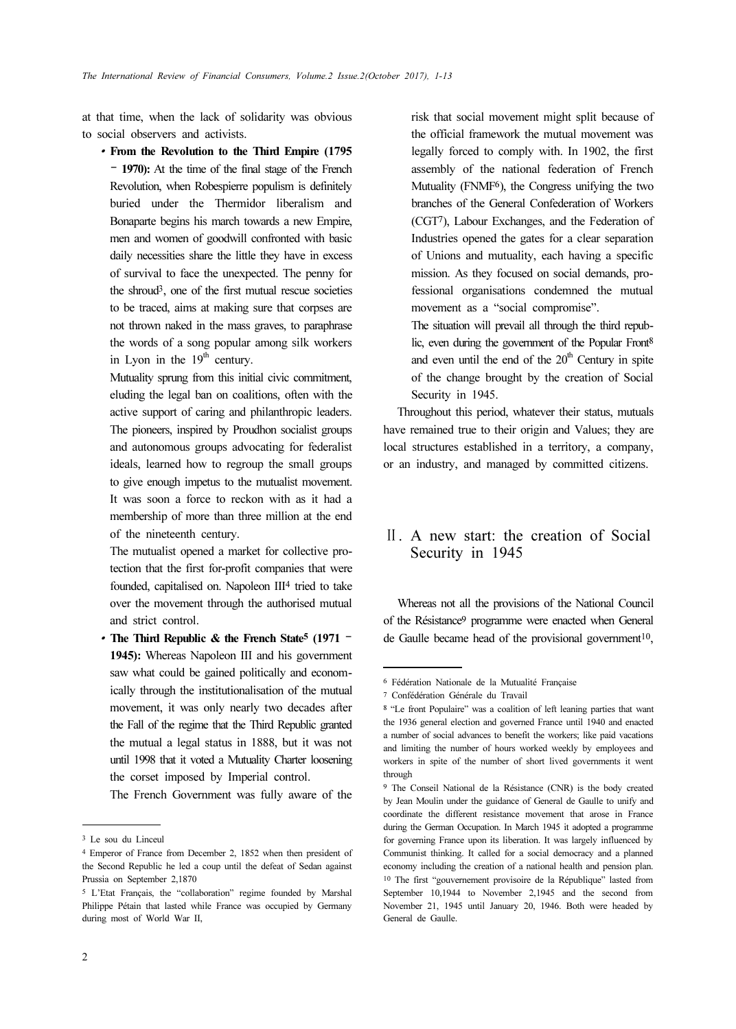at that time, when the lack of solidarity was obvious to social observers and activists.

- **From the Revolution to the Third Empire (1795 – 1970):** At the time of the final stage of the French Revolution, when Robespierre populism is definitely buried under the Thermidor liberalism and Bonaparte begins his march towards a new Empire, men and women of goodwill confronted with basic daily necessities share the little they have in excess of survival to face the unexpected. The penny for the shroud[3], one of the first mutual rescue societies to be traced, aims at making sure that corpses are not thrown naked in the mass graves, to paraphrase the words of a song popular among silk workers in Lyon in the 19th century.

  Mutuality sprung from this initial civic commitment, eluding the legal ban on coalitions, often with the active support of caring and philanthropic leaders. The pioneers, inspired by Proudhon socialist groups and autonomous groups advocating for federalist ideals, learned how to regroup the small groups to give enough impetus to the mutualist movement. It was soon a force to reckon with as it had a membership of more than three million at the end of the nineteenth century.

  The mutualist opened a market for collective protection that the first for-profit companies that were founded, capitalised on. Napoleon III[4] tried to take over the movement through the authorised mutual and strict control.

- **The Third Republic & the French State[5] (1971 – 1945):** Whereas Napoleon III and his government saw what could be gained politically and economically through the institutionalisation of the mutual movement, it was only nearly two decades after the Fall of the regime that the Third Republic granted the mutual a legal status in 1888, but it was not until 1998 that it voted a Mutuality Charter loosening the corset imposed by Imperial control.

  The French Government was fully aware of the risk that social movement might split because of the official framework the mutual movement was legally forced to comply with. In 1902, the first assembly of the national federation of French Mutuality (FNMF[6]), the Congress unifying the two branches of the General Confederation of Workers (CGT[7]), Labour Exchanges, and the Federation of Industries opened the gates for a clear separation of Unions and mutuality, each having a specific mission. As they focused on social demands, professional organisations condemned the mutual movement as a "social compromise".

  The situation will prevail all through the third republic, even during the government of the Popular Front[8] and even until the end of the 20th Century in spite of the change brought by the creation of Social Security in 1945.

Throughout this period, whatever their status, mutuals have remained true to their origin and Values; they are local structures established in a territory, a company, or an industry, and managed by committed citizens.

## Ⅱ. A new start: the creation of Social Security in 1945

Whereas not all the provisions of the National Council of the Résistance[9] programme were enacted when General de Gaulle became head of the provisional government[10],

---

[3] Le sou du Linceul

[4] Emperor of France from December 2, 1852 when then president of the Second Republic he led a coup until the defeat of Sedan against Prussia on September 2,1870

[5] L'Etat Français, the "collaboration" regime founded by Marshal Philippe Pétain that lasted while France was occupied by Germany during most of World War II,

[6] Fédération Nationale de la Mutualité Française

[7] Confédération Générale du Travail

[8] "Le front Populaire" was a coalition of left leaning parties that want the 1936 general election and governed France until 1940 and enacted a number of social advances to benefit the workers; like paid vacations and limiting the number of hours worked weekly by employees and workers in spite of the number of short lived governments it went through

[9] The Conseil National de la Résistance (CNR) is the body created by Jean Moulin under the guidance of General de Gaulle to unify and coordinate the different resistance movement that arose in France during the German Occupation. In March 1945 it adopted a programme for governing France upon its liberation. It was largely influenced by Communist thinking. It called for a social democracy and a planned economy including the creation of a national health and pension plan.

[10] The first "gouvernement provisoire de la République" lasted from September 10,1944 to November 2,1945 and the second from November 21, 1945 until January 20, 1946. Both were headed by General de Gaulle.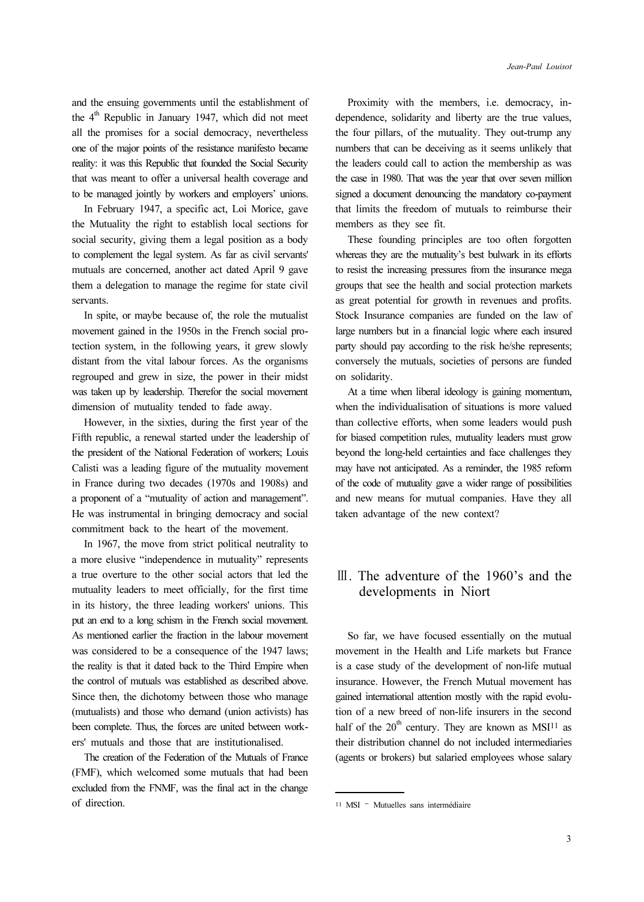and the ensuing governments until the establishment of the 4th Republic in January 1947, which did not meet all the promises for a social democracy, nevertheless one of the major points of the resistance manifesto became reality: it was this Republic that founded the Social Security that was meant to offer a universal health coverage and to be managed jointly by workers and employers' unions.

In February 1947, a specific act, Loi Morice, gave the Mutuality the right to establish local sections for social security, giving them a legal position as a body to complement the legal system. As far as civil servants' mutuals are concerned, another act dated April 9 gave them a delegation to manage the regime for state civil servants.

In spite, or maybe because of, the role the mutualist movement gained in the 1950s in the French social protection system, in the following years, it grew slowly distant from the vital labour forces. As the organisms regrouped and grew in size, the power in their midst was taken up by leadership. Therefor the social movement dimension of mutuality tended to fade away.

However, in the sixties, during the first year of the Fifth republic, a renewal started under the leadership of the president of the National Federation of workers; Louis Calisti was a leading figure of the mutuality movement in France during two decades (1970s and 1908s) and a proponent of a "mutuality of action and management". He was instrumental in bringing democracy and social commitment back to the heart of the movement.

In 1967, the move from strict political neutrality to a more elusive "independence in mutuality" represents a true overture to the other social actors that led the mutuality leaders to meet officially, for the first time in its history, the three leading workers' unions. This put an end to a long schism in the French social movement. As mentioned earlier the fraction in the labour movement was considered to be a consequence of the 1947 laws; the reality is that it dated back to the Third Empire when the control of mutuals was established as described above. Since then, the dichotomy between those who manage (mutualists) and those who demand (union activists) has been complete. Thus, the forces are united between workers' mutuals and those that are institutionalised.

The creation of the Federation of the Mutuals of France (FMF), which welcomed some mutuals that had been excluded from the FNMF, was the final act in the change of direction.

Proximity with the members, i.e. democracy, independence, solidarity and liberty are the true values, the four pillars, of the mutuality. They out-trump any numbers that can be deceiving as it seems unlikely that the leaders could call to action the membership as was the case in 1980. That was the year that over seven million signed a document denouncing the mandatory co-payment that limits the freedom of mutuals to reimburse their members as they see fit.

These founding principles are too often forgotten whereas they are the mutuality's best bulwark in its efforts to resist the increasing pressures from the insurance mega groups that see the health and social protection markets as great potential for growth in revenues and profits. Stock Insurance companies are funded on the law of large numbers but in a financial logic where each insured party should pay according to the risk he/she represents; conversely the mutuals, societies of persons are funded on solidarity.

At a time when liberal ideology is gaining momentum, when the individualisation of situations is more valued than collective efforts, when some leaders would push for biased competition rules, mutuality leaders must grow beyond the long-held certainties and face challenges they may have not anticipated. As a reminder, the 1985 reform of the code of mutuality gave a wider range of possibilities and new means for mutual companies. Have they all taken advantage of the new context?

## Ⅲ. The adventure of the 1960's and the developments in Niort

So far, we have focused essentially on the mutual movement in the Health and Life markets but France is a case study of the development of non-life mutual insurance. However, the French Mutual movement has gained international attention mostly with the rapid evolution of a new breed of non-life insurers in the second half of the 20th century. They are known as MSI[11] as their distribution channel do not included intermediaries (agents or brokers) but salaried employees whose salary

[11] MSI – Mutuelles sans intermédiaire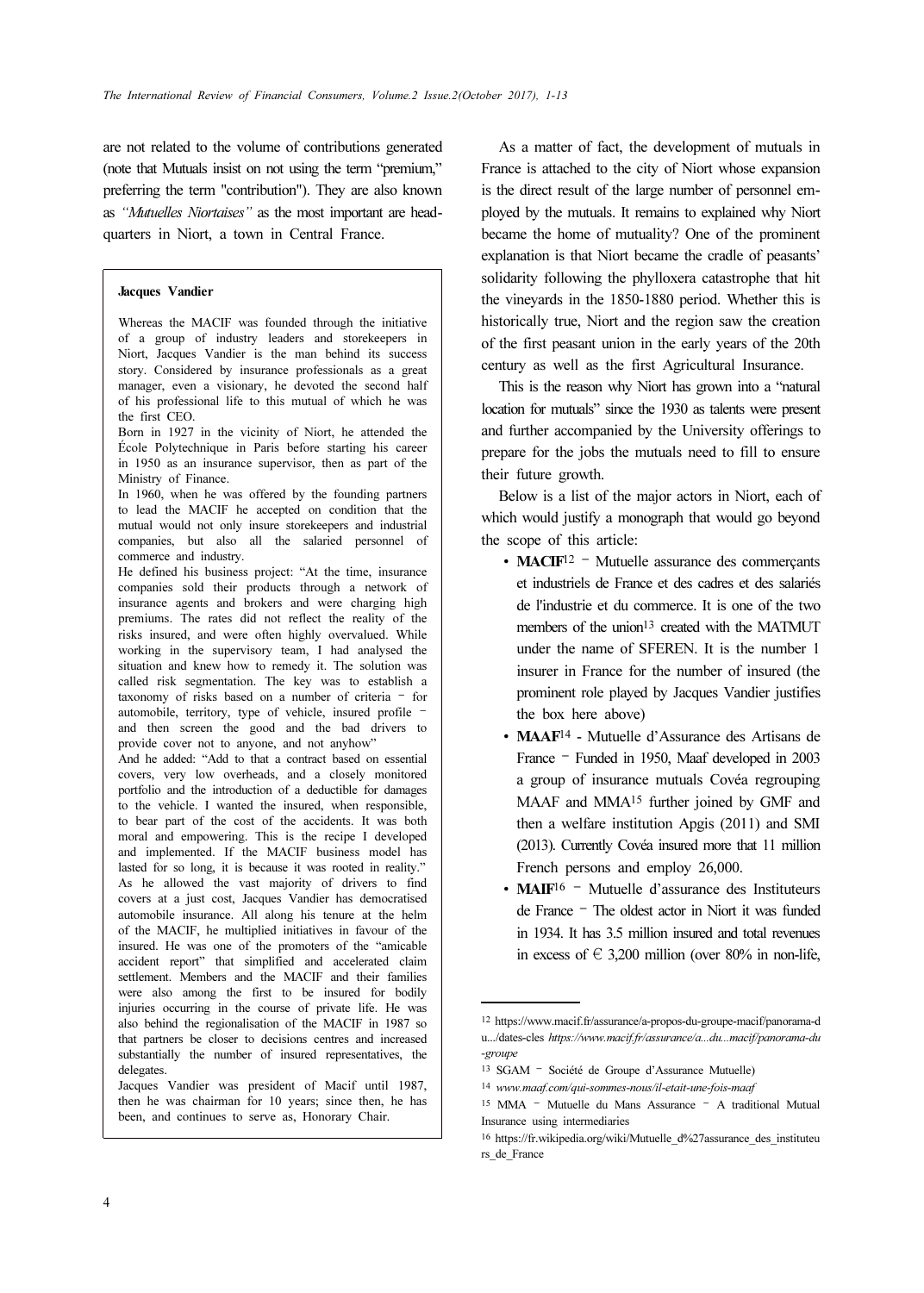are not related to the volume of contributions generated (note that Mutuals insist on not using the term "premium," preferring the term "contribution"). They are also known as *"Mutuelles Niortaises"* as the most important are headquarters in Niort, a town in Central France.

> **Jacques Vandier**
>
> Whereas the MACIF was founded through the initiative of a group of industry leaders and storekeepers in Niort, Jacques Vandier is the man behind its success story. Considered by insurance professionals as a great manager, even a visionary, he devoted the second half of his professional life to this mutual of which he was the first CEO.
>
> Born in 1927 in the vicinity of Niort, he attended the École Polytechnique in Paris before starting his career in 1950 as an insurance supervisor, then as part of the Ministry of Finance.
>
> In 1960, when he was offered by the founding partners to lead the MACIF he accepted on condition that the mutual would not only insure storekeepers and industrial companies, but also all the salaried personnel of commerce and industry.
>
> He defined his business project: "At the time, insurance companies sold their products through a network of insurance agents and brokers and were charging high premiums. The rates did not reflect the reality of the risks insured, and were often highly overvalued. While working in the supervisory team, I had analysed the situation and knew how to remedy it. The solution was called risk segmentation. The key was to establish a taxonomy of risks based on a number of criteria – for automobile, territory, type of vehicle, insured profile – and then screen the good and the bad drivers to provide cover not to anyone, and not anyhow"
>
> And he added: "Add to that a contract based on essential covers, very low overheads, and a closely monitored portfolio and the introduction of a deductible for damages to the vehicle. I wanted the insured, when responsible, to bear part of the cost of the accidents. It was both moral and empowering. This is the recipe I developed and implemented. If the MACIF business model has lasted for so long, it is because it was rooted in reality."
>
> As he allowed the vast majority of drivers to find covers at a just cost, Jacques Vandier has democratised automobile insurance. All along his tenure at the helm of the MACIF, he multiplied initiatives in favour of the insured. He was one of the promoters of the "amicable accident report" that simplified and accelerated claim settlement. Members and the MACIF and their families were also among the first to be insured for bodily injuries occurring in the course of private life. He was also behind the regionalisation of the MACIF in 1987 so that partners be closer to decisions centres and increased substantially the number of insured representatives, the delegates.
>
> Jacques Vandier was president of Macif until 1987, then he was chairman for 10 years; since then, he has been, and continues to serve as, Honorary Chair.

As a matter of fact, the development of mutuals in France is attached to the city of Niort whose expansion is the direct result of the large number of personnel employed by the mutuals. It remains to explained why Niort became the home of mutuality? One of the prominent explanation is that Niort became the cradle of peasants' solidarity following the phylloxera catastrophe that hit the vineyards in the 1850-1880 period. Whether this is historically true, Niort and the region saw the creation of the first peasant union in the early years of the 20th century as well as the first Agricultural Insurance.

This is the reason why Niort has grown into a "natural location for mutuals" since the 1930 as talents were present and further accompanied by the University offerings to prepare for the jobs the mutuals need to fill to ensure their future growth.

Below is a list of the major actors in Niort, each of which would justify a monograph that would go beyond the scope of this article:

- **MACIF**[12] – Mutuelle assurance des commerçants et industriels de France et des cadres et des salariés de l'industrie et du commerce. It is one of the two members of the union[13] created with the MATMUT under the name of SFEREN. It is the number 1 insurer in France for the number of insured (the prominent role played by Jacques Vandier justifies the box here above)
- **MAAF**[14] - Mutuelle d'Assurance des Artisans de France – Funded in 1950, Maaf developed in 2003 a group of insurance mutuals Covéa regrouping MAAF and MMA[15] further joined by GMF and then a welfare institution Apgis (2011) and SMI (2013). Currently Covéa insured more that 11 million French persons and employ 26,000.
- **MAIF**[16] – Mutuelle d'assurance des Instituteurs de France – The oldest actor in Niort it was funded in 1934. It has 3.5 million insured and total revenues in excess of € 3,200 million (over 80% in non-life,

---

[12] https://www.macif.fr/assurance/a-propos-du-groupe-macif/panorama-du.../dates-cles *https://www.macif.fr/assurance/a...du...macif/panorama-du-groupe*

[13] SGAM – Société de Groupe d'Assurance Mutuelle)

[14] *www.maaf.com/qui-sommes-nous/il-etait-une-fois-maaf*

[15] MMA – Mutuelle du Mans Assurance – A traditional Mutual Insurance using intermediaries

[16] https://fr.wikipedia.org/wiki/Mutuelle_d%27assurance_des_instituteurs_de_France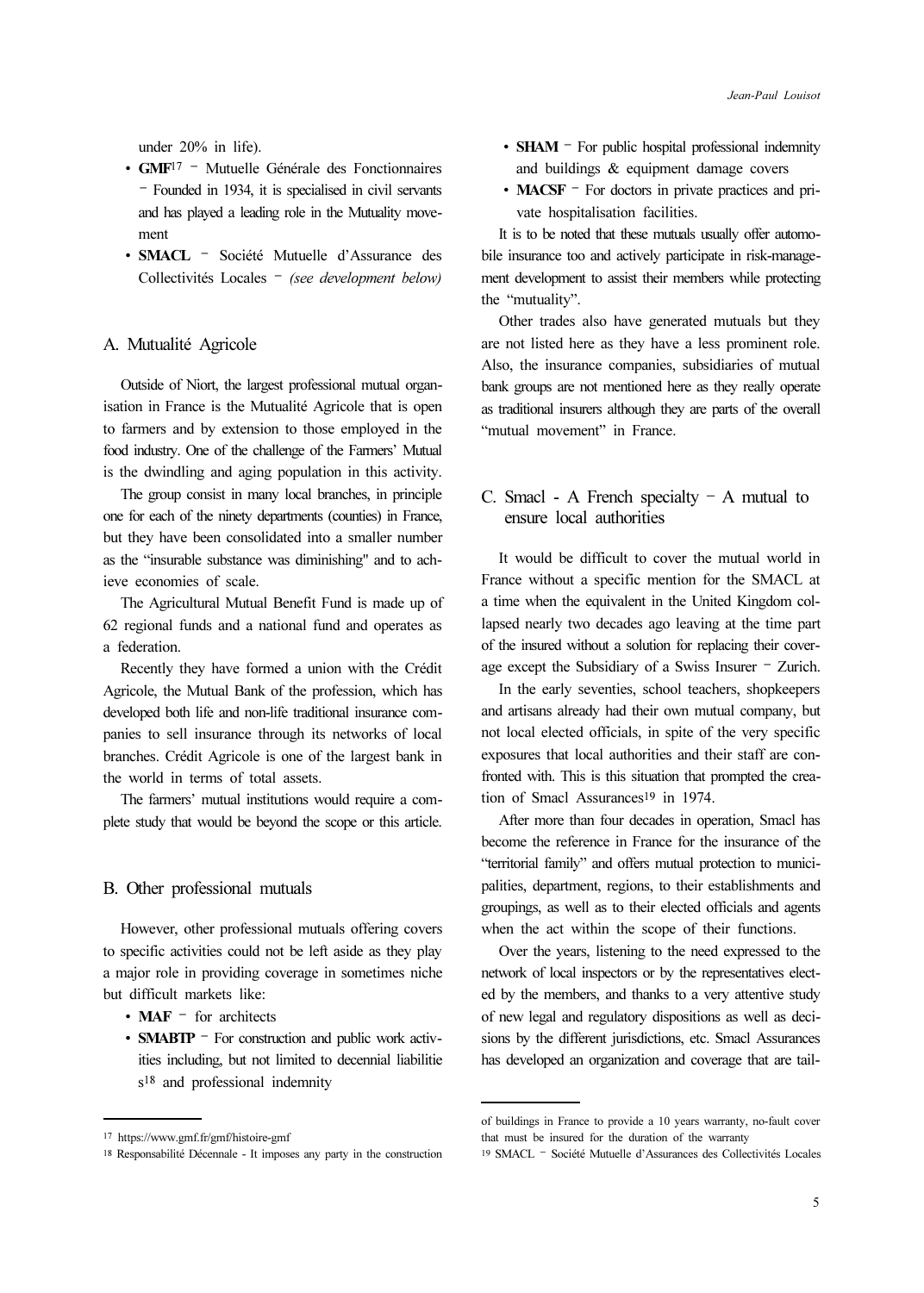under 20% in life).

- **GMF**[17] – Mutuelle Générale des Fonctionnaires – Founded in 1934, it is specialised in civil servants and has played a leading role in the Mutuality movement
- **SMACL** – Société Mutuelle d'Assurance des Collectivités Locales – *(see development below)*

## A. Mutualité Agricole

Outside of Niort, the largest professional mutual organisation in France is the Mutualité Agricole that is open to farmers and by extension to those employed in the food industry. One of the challenge of the Farmers' Mutual is the dwindling and aging population in this activity.

The group consist in many local branches, in principle one for each of the ninety departments (counties) in France, but they have been consolidated into a smaller number as the "insurable substance was diminishing" and to achieve economies of scale.

The Agricultural Mutual Benefit Fund is made up of 62 regional funds and a national fund and operates as a federation.

Recently they have formed a union with the Crédit Agricole, the Mutual Bank of the profession, which has developed both life and non-life traditional insurance companies to sell insurance through its networks of local branches. Crédit Agricole is one of the largest bank in the world in terms of total assets.

The farmers' mutual institutions would require a complete study that would be beyond the scope or this article.

## B. Other professional mutuals

However, other professional mutuals offering covers to specific activities could not be left aside as they play a major role in providing coverage in sometimes niche but difficult markets like:

- **MAF** – for architects
- **SMABTP** – For construction and public work activities including, but not limited to decennial liabilities[18] and professional indemnity
- **SHAM** – For public hospital professional indemnity and buildings & equipment damage covers
- **MACSF** – For doctors in private practices and private hospitalisation facilities.

It is to be noted that these mutuals usually offer automobile insurance too and actively participate in risk-management development to assist their members while protecting the "mutuality".

Other trades also have generated mutuals but they are not listed here as they have a less prominent role. Also, the insurance companies, subsidiaries of mutual bank groups are not mentioned here as they really operate as traditional insurers although they are parts of the overall "mutual movement" in France.

## C. Smacl - A French specialty – A mutual to ensure local authorities

It would be difficult to cover the mutual world in France without a specific mention for the SMACL at a time when the equivalent in the United Kingdom collapsed nearly two decades ago leaving at the time part of the insured without a solution for replacing their coverage except the Subsidiary of a Swiss Insurer – Zurich.

In the early seventies, school teachers, shopkeepers and artisans already had their own mutual company, but not local elected officials, in spite of the very specific exposures that local authorities and their staff are confronted with. This is this situation that prompted the creation of Smacl Assurances[19] in 1974.

After more than four decades in operation, Smacl has become the reference in France for the insurance of the "territorial family" and offers mutual protection to municipalities, department, regions, to their establishments and groupings, as well as to their elected officials and agents when the act within the scope of their functions.

Over the years, listening to the need expressed to the network of local inspectors or by the representatives elected by the members, and thanks to a very attentive study of new legal and regulatory dispositions as well as decisions by the different jurisdictions, etc. Smacl Assurances has developed an organization and coverage that are tail-

---

[17] https://www.gmf.fr/gmf/histoire-gmf

[18] Responsabilité Décennale - It imposes any party in the construction of buildings in France to provide a 10 years warranty, no-fault cover that must be insured for the duration of the warranty

[19] SMACL – Société Mutuelle d'Assurances des Collectivités Locales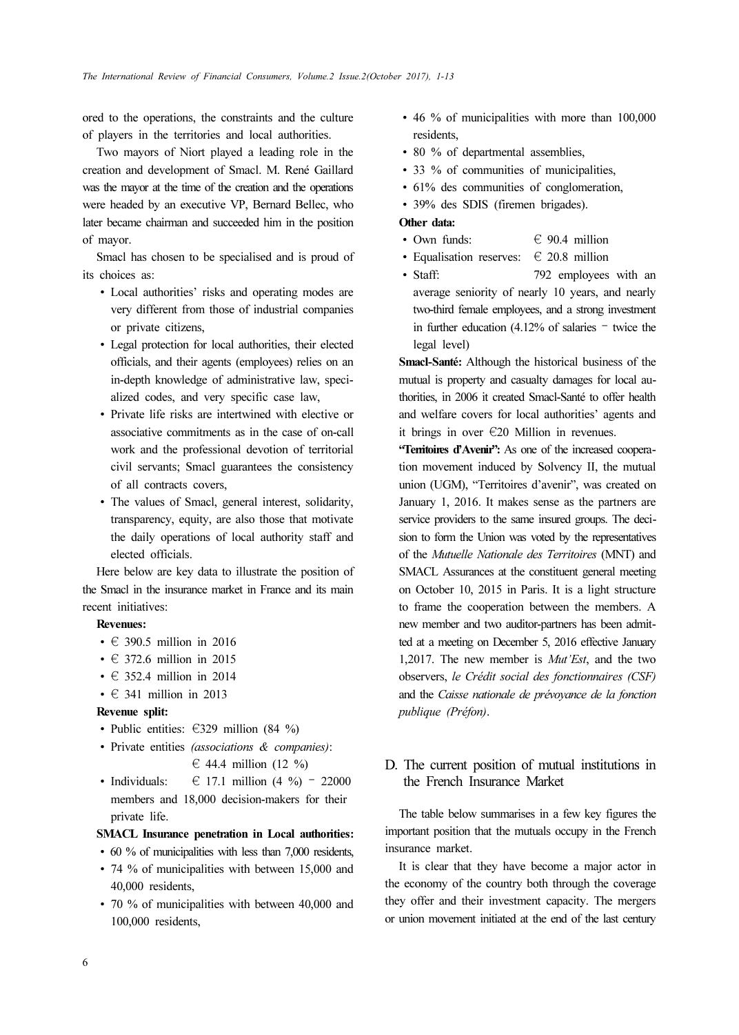ored to the operations, the constraints and the culture of players in the territories and local authorities.

Two mayors of Niort played a leading role in the creation and development of Smacl. M. René Gaillard was the mayor at the time of the creation and the operations were headed by an executive VP, Bernard Bellec, who later became chairman and succeeded him in the position of mayor.

Smacl has chosen to be specialised and is proud of its choices as:

- Local authorities' risks and operating modes are very different from those of industrial companies or private citizens,
- Legal protection for local authorities, their elected officials, and their agents (employees) relies on an in-depth knowledge of administrative law, specialized codes, and very specific case law,
- Private life risks are intertwined with elective or associative commitments as in the case of on-call work and the professional devotion of territorial civil servants; Smacl guarantees the consistency of all contracts covers,
- The values of Smacl, general interest, solidarity, transparency, equity, are also those that motivate the daily operations of local authority staff and elected officials.

Here below are key data to illustrate the position of the Smacl in the insurance market in France and its main recent initiatives:

**Revenues:**

- € 390.5 million in 2016
- € 372.6 million in 2015
- € 352.4 million in 2014
- € 341 million in 2013

**Revenue split:**

- Public entities: €329 million (84 %)
- Private entities *(associations & companies)*: € 44.4 million (12 %)
- Individuals: € 17.1 million (4 %) – 22000 members and 18,000 decision-makers for their private life.

**SMACL Insurance penetration in Local authorities:**

- 60 % of municipalities with less than 7,000 residents,
- 74 % of municipalities with between 15,000 and 40,000 residents,
- 70 % of municipalities with between 40,000 and 100,000 residents,
- 46 % of municipalities with more than 100,000 residents,
- 80 % of departmental assemblies,
- 33 % of communities of municipalities,
- 61% des communities of conglomeration,
- 39% des SDIS (firemen brigades).

**Other data:**

- Own funds: € 90.4 million
- Equalisation reserves: € 20.8 million
- Staff: 792 employees with an average seniority of nearly 10 years, and nearly two-third female employees, and a strong investment in further education (4.12% of salaries – twice the legal level)

**Smacl-Santé:** Although the historical business of the mutual is property and casualty damages for local authorities, in 2006 it created Smacl-Santé to offer health and welfare covers for local authorities' agents and it brings in over €20 Million in revenues.

**"Territoires d'Avenir":** As one of the increased cooperation movement induced by Solvency II, the mutual union (UGM), "Territoires d'avenir", was created on January 1, 2016. It makes sense as the partners are service providers to the same insured groups. The decision to form the Union was voted by the representatives of the *Mutuelle Nationale des Territoires* (MNT) and SMACL Assurances at the constituent general meeting on October 10, 2015 in Paris. It is a light structure to frame the cooperation between the members. A new member and two auditor-partners has been admitted at a meeting on December 5, 2016 effective January 1,2017. The new member is *Mut'Est*, and the two observers, *le Crédit social des fonctionnaires (CSF)* and the *Caisse nationale de prévoyance de la fonction publique (Préfon)*.

## D. The current position of mutual institutions in the French Insurance Market

The table below summarises in a few key figures the important position that the mutuals occupy in the French insurance market.

It is clear that they have become a major actor in the economy of the country both through the coverage they offer and their investment capacity. The mergers or union movement initiated at the end of the last century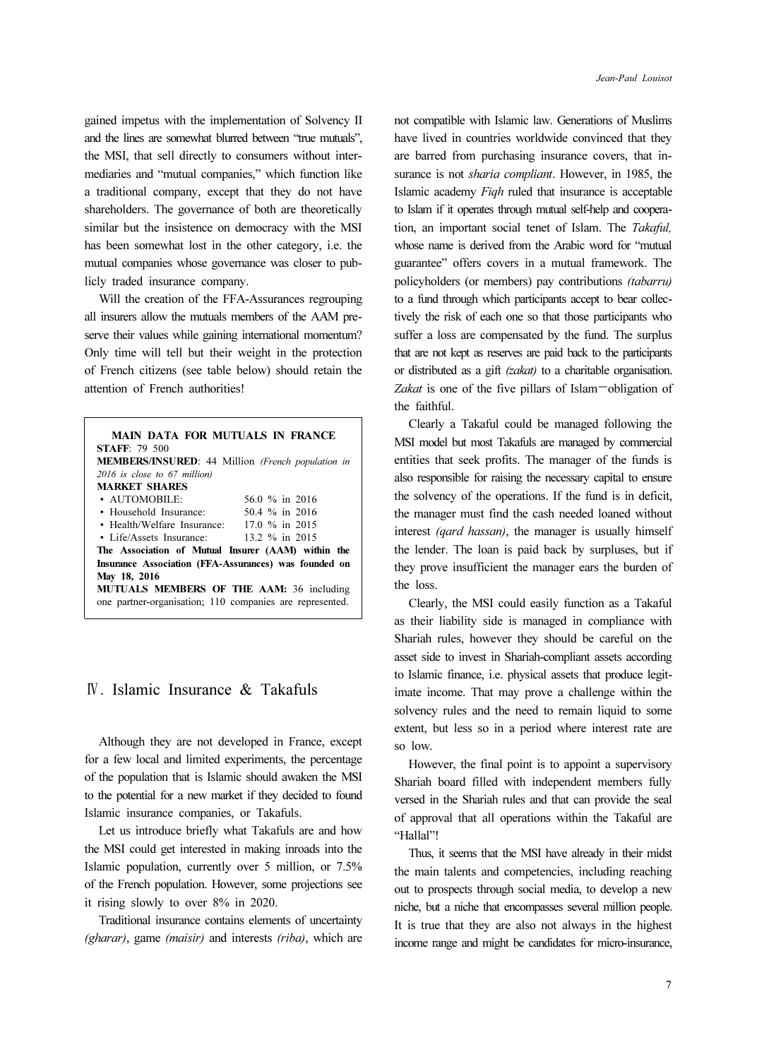gained impetus with the implementation of Solvency II and the lines are somewhat blurred between "true mutuals", the MSI, that sell directly to consumers without intermediaries and "mutual companies," which function like a traditional company, except that they do not have shareholders. The governance of both are theoretically similar but the insistence on democracy with the MSI has been somewhat lost in the other category, i.e. the mutual companies whose governance was closer to publicly traded insurance company.

Will the creation of the FFA-Assurances regrouping all insurers allow the mutuals members of the AAM preserve their values while gaining international momentum? Only time will tell but their weight in the protection of French citizens (see table below) should retain the attention of French authorities!

**MAIN DATA FOR MUTUALS IN FRANCE**

**STAFF**: 79 500

**MEMBERS/INSURED**: 44 Million *(French population in 2016 is close to 67 million)*

**MARKET SHARES**

| | |
|---|---|
| • AUTOMOBILE: | 56.0 % in 2016 |
| • Household Insurance: | 50.4 % in 2016 |
| • Health/Welfare Insurance: | 17.0 % in 2015 |
| • Life/Assets Insurance: | 13.2 % in 2015 |

**The Association of Mutual Insurer (AAM) within the Insurance Association (FFA-Assurances) was founded on May 18, 2016**

**MUTUALS MEMBERS OF THE AAM:** 36 including one partner-organisation; 110 companies are represented.

## Ⅳ. Islamic Insurance & Takafuls

Although they are not developed in France, except for a few local and limited experiments, the percentage of the population that is Islamic should awaken the MSI to the potential for a new market if they decided to found Islamic insurance companies, or Takafuls.

Let us introduce briefly what Takafuls are and how the MSI could get interested in making inroads into the Islamic population, currently over 5 million, or 7.5% of the French population. However, some projections see it rising slowly to over 8% in 2020.

Traditional insurance contains elements of uncertainty *(gharar)*, game *(maisir)* and interests *(riba)*, which are not compatible with Islamic law. Generations of Muslims have lived in countries worldwide convinced that they are barred from purchasing insurance covers, that insurance is not *sharia compliant*. However, in 1985, the Islamic academy *Fiqh* ruled that insurance is acceptable to Islam if it operates through mutual self-help and cooperation, an important social tenet of Islam. The *Takaful,* whose name is derived from the Arabic word for "mutual guarantee" offers covers in a mutual framework. The policyholders (or members) pay contributions *(tabarru)* to a fund through which participants accept to bear collectively the risk of each one so that those participants who suffer a loss are compensated by the fund. The surplus that are not kept as reserves are paid back to the participants or distributed as a gift *(zakat)* to a charitable organisation. *Zakat* is one of the five pillars of Islam—obligation of the faithful.

Clearly a Takaful could be managed following the MSI model but most Takafuls are managed by commercial entities that seek profits. The manager of the funds is also responsible for raising the necessary capital to ensure the solvency of the operations. If the fund is in deficit, the manager must find the cash needed loaned without interest *(qard hassan)*, the manager is usually himself the lender. The loan is paid back by surpluses, but if they prove insufficient the manager ears the burden of the loss.

Clearly, the MSI could easily function as a Takaful as their liability side is managed in compliance with Shariah rules, however they should be careful on the asset side to invest in Shariah-compliant assets according to Islamic finance, i.e. physical assets that produce legitimate income. That may prove a challenge within the solvency rules and the need to remain liquid to some extent, but less so in a period where interest rate are so low.

However, the final point is to appoint a supervisory Shariah board filled with independent members fully versed in the Shariah rules and that can provide the seal of approval that all operations within the Takaful are "Hallal"!

Thus, it seems that the MSI have already in their midst the main talents and competencies, including reaching out to prospects through social media, to develop a new niche, but a niche that encompasses several million people. It is true that they are also not always in the highest income range and might be candidates for micro-insurance,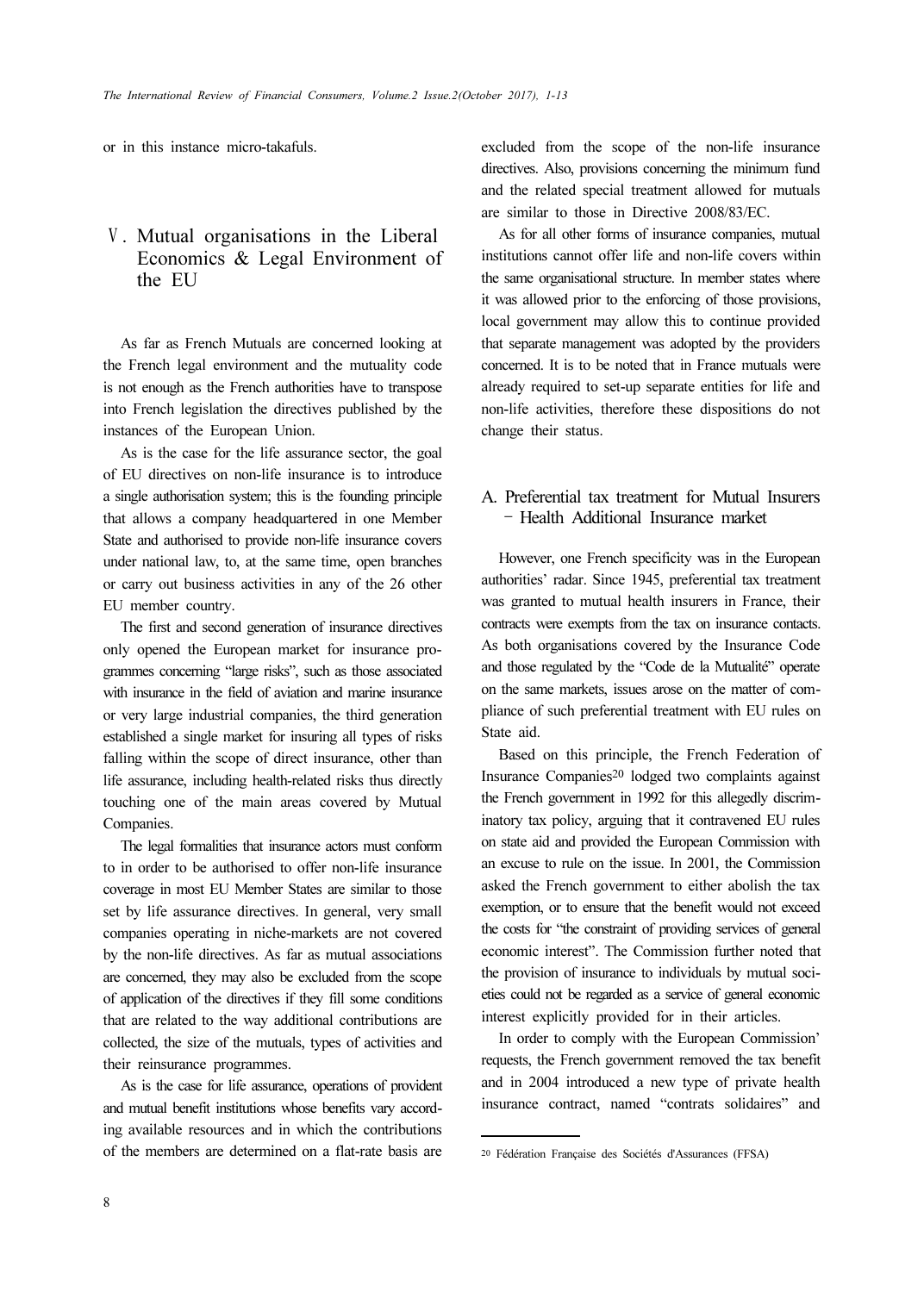or in this instance micro-takafuls.

## V. Mutual organisations in the Liberal Economics & Legal Environment of the EU

As far as French Mutuals are concerned looking at the French legal environment and the mutuality code is not enough as the French authorities have to transpose into French legislation the directives published by the instances of the European Union.

As is the case for the life assurance sector, the goal of EU directives on non-life insurance is to introduce a single authorisation system; this is the founding principle that allows a company headquartered in one Member State and authorised to provide non-life insurance covers under national law, to, at the same time, open branches or carry out business activities in any of the 26 other EU member country.

The first and second generation of insurance directives only opened the European market for insurance programmes concerning "large risks", such as those associated with insurance in the field of aviation and marine insurance or very large industrial companies, the third generation established a single market for insuring all types of risks falling within the scope of direct insurance, other than life assurance, including health-related risks thus directly touching one of the main areas covered by Mutual Companies.

The legal formalities that insurance actors must conform to in order to be authorised to offer non-life insurance coverage in most EU Member States are similar to those set by life assurance directives. In general, very small companies operating in niche-markets are not covered by the non-life directives. As far as mutual associations are concerned, they may also be excluded from the scope of application of the directives if they fill some conditions that are related to the way additional contributions are collected, the size of the mutuals, types of activities and their reinsurance programmes.

As is the case for life assurance, operations of provident and mutual benefit institutions whose benefits vary according available resources and in which the contributions of the members are determined on a flat-rate basis are excluded from the scope of the non-life insurance directives. Also, provisions concerning the minimum fund and the related special treatment allowed for mutuals are similar to those in Directive 2008/83/EC.

As for all other forms of insurance companies, mutual institutions cannot offer life and non-life covers within the same organisational structure. In member states where it was allowed prior to the enforcing of those provisions, local government may allow this to continue provided that separate management was adopted by the providers concerned. It is to be noted that in France mutuals were already required to set-up separate entities for life and non-life activities, therefore these dispositions do not change their status.

### A. Preferential tax treatment for Mutual Insurers – Health Additional Insurance market

However, one French specificity was in the European authorities' radar. Since 1945, preferential tax treatment was granted to mutual health insurers in France, their contracts were exempts from the tax on insurance contacts. As both organisations covered by the Insurance Code and those regulated by the "Code de la Mutualité" operate on the same markets, issues arose on the matter of compliance of such preferential treatment with EU rules on State aid.

Based on this principle, the French Federation of Insurance Companies[20] lodged two complaints against the French government in 1992 for this allegedly discriminatory tax policy, arguing that it contravened EU rules on state aid and provided the European Commission with an excuse to rule on the issue. In 2001, the Commission asked the French government to either abolish the tax exemption, or to ensure that the benefit would not exceed the costs for "the constraint of providing services of general economic interest". The Commission further noted that the provision of insurance to individuals by mutual societies could not be regarded as a service of general economic interest explicitly provided for in their articles.

In order to comply with the European Commission' requests, the French government removed the tax benefit and in 2004 introduced a new type of private health insurance contract, named "contrats solidaires" and

[20] Fédération Française des Sociétés d'Assurances (FFSA)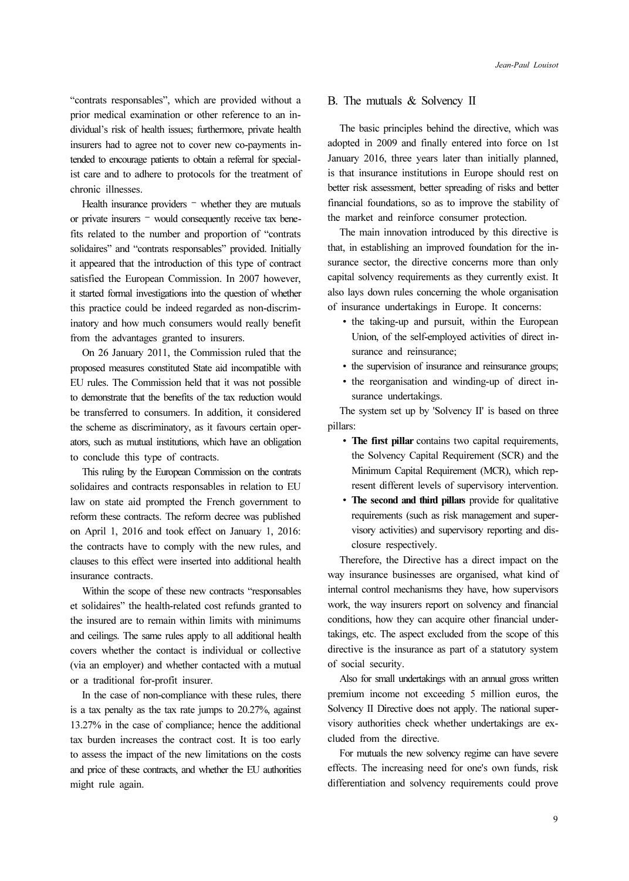"contrats responsables", which are provided without a prior medical examination or other reference to an individual's risk of health issues; furthermore, private health insurers had to agree not to cover new co-payments intended to encourage patients to obtain a referral for specialist care and to adhere to protocols for the treatment of chronic illnesses.

Health insurance providers – whether they are mutuals or private insurers – would consequently receive tax benefits related to the number and proportion of "contrats solidaires" and "contrats responsables" provided. Initially it appeared that the introduction of this type of contract satisfied the European Commission. In 2007 however, it started formal investigations into the question of whether this practice could be indeed regarded as non-discriminatory and how much consumers would really benefit from the advantages granted to insurers.

On 26 January 2011, the Commission ruled that the proposed measures constituted State aid incompatible with EU rules. The Commission held that it was not possible to demonstrate that the benefits of the tax reduction would be transferred to consumers. In addition, it considered the scheme as discriminatory, as it favours certain operators, such as mutual institutions, which have an obligation to conclude this type of contracts.

This ruling by the European Commission on the contrats solidaires and contracts responsables in relation to EU law on state aid prompted the French government to reform these contracts. The reform decree was published on April 1, 2016 and took effect on January 1, 2016: the contracts have to comply with the new rules, and clauses to this effect were inserted into additional health insurance contracts.

Within the scope of these new contracts "responsables et solidaires" the health-related cost refunds granted to the insured are to remain within limits with minimums and ceilings. The same rules apply to all additional health covers whether the contact is individual or collective (via an employer) and whether contacted with a mutual or a traditional for-profit insurer.

In the case of non-compliance with these rules, there is a tax penalty as the tax rate jumps to 20.27%, against 13.27% in the case of compliance; hence the additional tax burden increases the contract cost. It is too early to assess the impact of the new limitations on the costs and price of these contracts, and whether the EU authorities might rule again.

## B. The mutuals & Solvency II

The basic principles behind the directive, which was adopted in 2009 and finally entered into force on 1st January 2016, three years later than initially planned, is that insurance institutions in Europe should rest on better risk assessment, better spreading of risks and better financial foundations, so as to improve the stability of the market and reinforce consumer protection.

The main innovation introduced by this directive is that, in establishing an improved foundation for the insurance sector, the directive concerns more than only capital solvency requirements as they currently exist. It also lays down rules concerning the whole organisation of insurance undertakings in Europe. It concerns:

- the taking-up and pursuit, within the European Union, of the self-employed activities of direct insurance and reinsurance;
- the supervision of insurance and reinsurance groups;
- the reorganisation and winding-up of direct insurance undertakings.

The system set up by 'Solvency II' is based on three pillars:

- **The first pillar** contains two capital requirements, the Solvency Capital Requirement (SCR) and the Minimum Capital Requirement (MCR), which represent different levels of supervisory intervention.
- **The second and third pillars** provide for qualitative requirements (such as risk management and supervisory activities) and supervisory reporting and disclosure respectively.

Therefore, the Directive has a direct impact on the way insurance businesses are organised, what kind of internal control mechanisms they have, how supervisors work, the way insurers report on solvency and financial conditions, how they can acquire other financial undertakings, etc. The aspect excluded from the scope of this directive is the insurance as part of a statutory system of social security.

Also for small undertakings with an annual gross written premium income not exceeding 5 million euros, the Solvency II Directive does not apply. The national supervisory authorities check whether undertakings are excluded from the directive.

For mutuals the new solvency regime can have severe effects. The increasing need for one's own funds, risk differentiation and solvency requirements could prove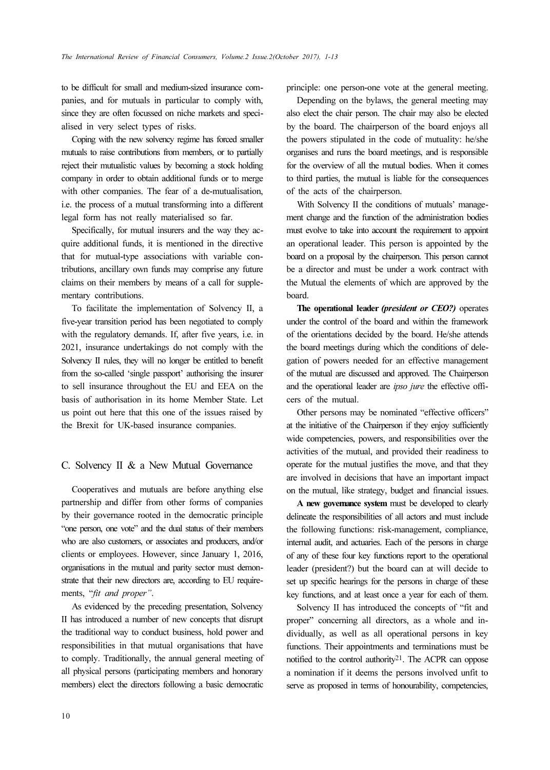to be difficult for small and medium-sized insurance companies, and for mutuals in particular to comply with, since they are often focussed on niche markets and specialised in very select types of risks.

Coping with the new solvency regime has forced smaller mutuals to raise contributions from members, or to partially reject their mutualistic values by becoming a stock holding company in order to obtain additional funds or to merge with other companies. The fear of a de-mutualisation, i.e. the process of a mutual transforming into a different legal form has not really materialised so far.

Specifically, for mutual insurers and the way they acquire additional funds, it is mentioned in the directive that for mutual-type associations with variable contributions, ancillary own funds may comprise any future claims on their members by means of a call for supplementary contributions.

To facilitate the implementation of Solvency II, a five-year transition period has been negotiated to comply with the regulatory demands. If, after five years, i.e. in 2021, insurance undertakings do not comply with the Solvency II rules, they will no longer be entitled to benefit from the so-called 'single passport' authorising the insurer to sell insurance throughout the EU and EEA on the basis of authorisation in its home Member State. Let us point out here that this one of the issues raised by the Brexit for UK-based insurance companies.

## C. Solvency II & a New Mutual Governance

Cooperatives and mutuals are before anything else partnership and differ from other forms of companies by their governance rooted in the democratic principle "one person, one vote" and the dual status of their members who are also customers, or associates and producers, and/or clients or employees. However, since January 1, 2016, organisations in the mutual and parity sector must demonstrate that their new directors are, according to EU requirements, "*fit and proper"*.

As evidenced by the preceding presentation, Solvency II has introduced a number of new concepts that disrupt the traditional way to conduct business, hold power and responsibilities in that mutual organisations that have to comply. Traditionally, the annual general meeting of all physical persons (participating members and honorary members) elect the directors following a basic democratic principle: one person-one vote at the general meeting.

Depending on the bylaws, the general meeting may also elect the chair person. The chair may also be elected by the board. The chairperson of the board enjoys all the powers stipulated in the code of mutuality: he/she organises and runs the board meetings, and is responsible for the overview of all the mutual bodies. When it comes to third parties, the mutual is liable for the consequences of the acts of the chairperson.

With Solvency II the conditions of mutuals' management change and the function of the administration bodies must evolve to take into account the requirement to appoint an operational leader. This person is appointed by the board on a proposal by the chairperson. This person cannot be a director and must be under a work contract with the Mutual the elements of which are approved by the board.

**The operational leader *(president or CEO?)*** operates under the control of the board and within the framework of the orientations decided by the board. He/she attends the board meetings during which the conditions of delegation of powers needed for an effective management of the mutual are discussed and approved. The Chairperson and the operational leader are *ipso jure* the effective officers of the mutual.

Other persons may be nominated "effective officers" at the initiative of the Chairperson if they enjoy sufficiently wide competencies, powers, and responsibilities over the activities of the mutual, and provided their readiness to operate for the mutual justifies the move, and that they are involved in decisions that have an important impact on the mutual, like strategy, budget and financial issues.

**A new governance system** must be developed to clearly delineate the responsibilities of all actors and must include the following functions: risk-management, compliance, internal audit, and actuaries. Each of the persons in charge of any of these four key functions report to the operational leader (president?) but the board can at will decide to set up specific hearings for the persons in charge of these key functions, and at least once a year for each of them.

Solvency II has introduced the concepts of "fit and proper" concerning all directors, as a whole and individually, as well as all operational persons in key functions. Their appointments and terminations must be notified to the control authority[21]. The ACPR can oppose a nomination if it deems the persons involved unfit to serve as proposed in terms of honourability, competencies,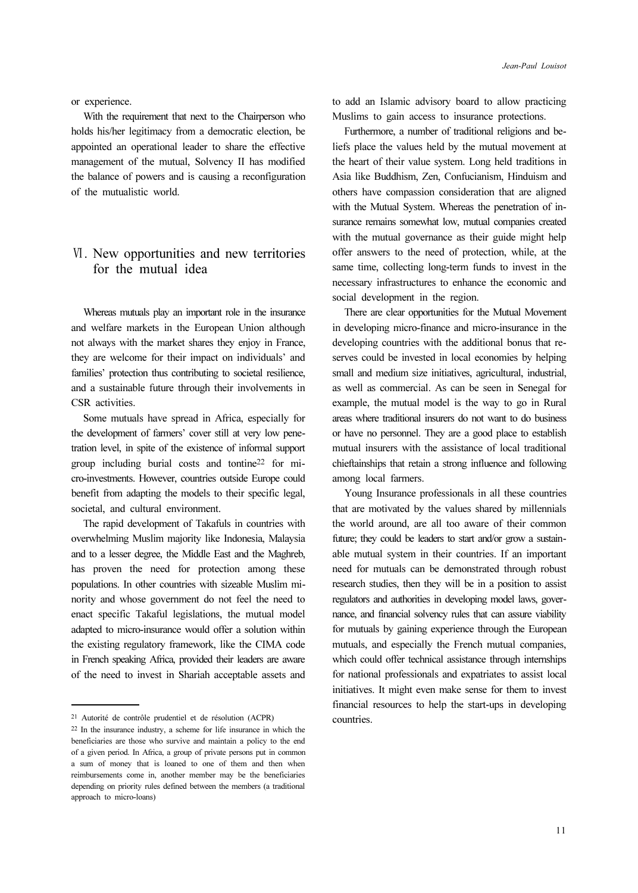or experience.

With the requirement that next to the Chairperson who holds his/her legitimacy from a democratic election, be appointed an operational leader to share the effective management of the mutual, Solvency II has modified the balance of powers and is causing a reconfiguration of the mutualistic world.

## Ⅵ. New opportunities and new territories for the mutual idea

Whereas mutuals play an important role in the insurance and welfare markets in the European Union although not always with the market shares they enjoy in France, they are welcome for their impact on individuals' and families' protection thus contributing to societal resilience, and a sustainable future through their involvements in CSR activities.

Some mutuals have spread in Africa, especially for the development of farmers' cover still at very low penetration level, in spite of the existence of informal support group including burial costs and tontine[22] for micro-investments. However, countries outside Europe could benefit from adapting the models to their specific legal, societal, and cultural environment.

The rapid development of Takafuls in countries with overwhelming Muslim majority like Indonesia, Malaysia and to a lesser degree, the Middle East and the Maghreb, has proven the need for protection among these populations. In other countries with sizeable Muslim minority and whose government do not feel the need to enact specific Takaful legislations, the mutual model adapted to micro-insurance would offer a solution within the existing regulatory framework, like the CIMA code in French speaking Africa, provided their leaders are aware of the need to invest in Shariah acceptable assets and to add an Islamic advisory board to allow practicing Muslims to gain access to insurance protections.

Furthermore, a number of traditional religions and beliefs place the values held by the mutual movement at the heart of their value system. Long held traditions in Asia like Buddhism, Zen, Confucianism, Hinduism and others have compassion consideration that are aligned with the Mutual System. Whereas the penetration of insurance remains somewhat low, mutual companies created with the mutual governance as their guide might help offer answers to the need of protection, while, at the same time, collecting long-term funds to invest in the necessary infrastructures to enhance the economic and social development in the region.

There are clear opportunities for the Mutual Movement in developing micro-finance and micro-insurance in the developing countries with the additional bonus that reserves could be invested in local economies by helping small and medium size initiatives, agricultural, industrial, as well as commercial. As can be seen in Senegal for example, the mutual model is the way to go in Rural areas where traditional insurers do not want to do business or have no personnel. They are a good place to establish mutual insurers with the assistance of local traditional chieftainships that retain a strong influence and following among local farmers.

Young Insurance professionals in all these countries that are motivated by the values shared by millennials the world around, are all too aware of their common future; they could be leaders to start and/or grow a sustainable mutual system in their countries. If an important need for mutuals can be demonstrated through robust research studies, then they will be in a position to assist regulators and authorities in developing model laws, governance, and financial solvency rules that can assure viability for mutuals by gaining experience through the European mutuals, and especially the French mutual companies, which could offer technical assistance through internships for national professionals and expatriates to assist local initiatives. It might even make sense for them to invest financial resources to help the start-ups in developing countries.

---

[21] Autorité de contrôle prudentiel et de résolution (ACPR)

[22] In the insurance industry, a scheme for life insurance in which the beneficiaries are those who survive and maintain a policy to the end of a given period. In Africa, a group of private persons put in common a sum of money that is loaned to one of them and then when reimbursements come in, another member may be the beneficiaries depending on priority rules defined between the members (a traditional approach to micro-loans)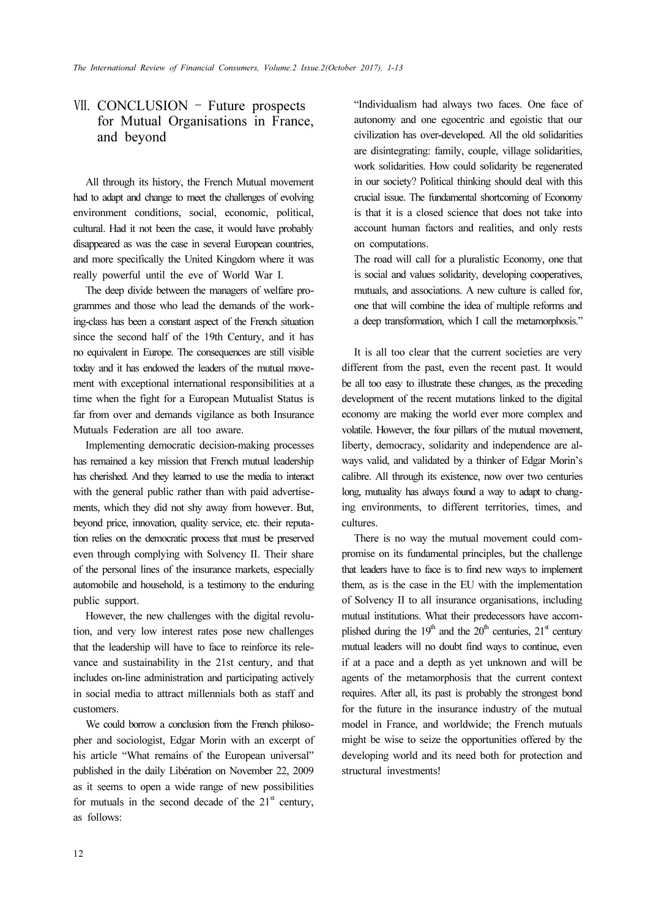## Ⅶ. CONCLUSION – Future prospects for Mutual Organisations in France, and beyond

All through its history, the French Mutual movement had to adapt and change to meet the challenges of evolving environment conditions, social, economic, political, cultural. Had it not been the case, it would have probably disappeared as was the case in several European countries, and more specifically the United Kingdom where it was really powerful until the eve of World War I.

The deep divide between the managers of welfare programmes and those who lead the demands of the working-class has been a constant aspect of the French situation since the second half of the 19th Century, and it has no equivalent in Europe. The consequences are still visible today and it has endowed the leaders of the mutual movement with exceptional international responsibilities at a time when the fight for a European Mutualist Status is far from over and demands vigilance as both Insurance Mutuals Federation are all too aware.

Implementing democratic decision-making processes has remained a key mission that French mutual leadership has cherished. And they learned to use the media to interact with the general public rather than with paid advertisements, which they did not shy away from however. But, beyond price, innovation, quality service, etc. their reputation relies on the democratic process that must be preserved even through complying with Solvency II. Their share of the personal lines of the insurance markets, especially automobile and household, is a testimony to the enduring public support.

However, the new challenges with the digital revolution, and very low interest rates pose new challenges that the leadership will have to face to reinforce its relevance and sustainability in the 21st century, and that includes on-line administration and participating actively in social media to attract millennials both as staff and customers.

We could borrow a conclusion from the French philosopher and sociologist, Edgar Morin with an excerpt of his article "What remains of the European universal" published in the daily Libération on November 22, 2009 as it seems to open a wide range of new possibilities for mutuals in the second decade of the 21st century, as follows:

> "Individualism had always two faces. One face of autonomy and one egocentric and egoistic that our civilization has over-developed. All the old solidarities are disintegrating: family, couple, village solidarities, work solidarities. How could solidarity be regenerated in our society? Political thinking should deal with this crucial issue. The fundamental shortcoming of Economy is that it is a closed science that does not take into account human factors and realities, and only rests on computations.
>
> The road will call for a pluralistic Economy, one that is social and values solidarity, developing cooperatives, mutuals, and associations. A new culture is called for, one that will combine the idea of multiple reforms and a deep transformation, which I call the metamorphosis."

It is all too clear that the current societies are very different from the past, even the recent past. It would be all too easy to illustrate these changes, as the preceding development of the recent mutations linked to the digital economy are making the world ever more complex and volatile. However, the four pillars of the mutual movement, liberty, democracy, solidarity and independence are always valid, and validated by a thinker of Edgar Morin's calibre. All through its existence, now over two centuries long, mutuality has always found a way to adapt to changing environments, to different territories, times, and cultures.

There is no way the mutual movement could compromise on its fundamental principles, but the challenge that leaders have to face is to find new ways to implement them, as is the case in the EU with the implementation of Solvency II to all insurance organisations, including mutual institutions. What their predecessors have accomplished during the 19th and the 20th centuries, 21st century mutual leaders will no doubt find ways to continue, even if at a pace and a depth as yet unknown and will be agents of the metamorphosis that the current context requires. After all, its past is probably the strongest bond for the future in the insurance industry of the mutual model in France, and worldwide; the French mutuals might be wise to seize the opportunities offered by the developing world and its need both for protection and structural investments!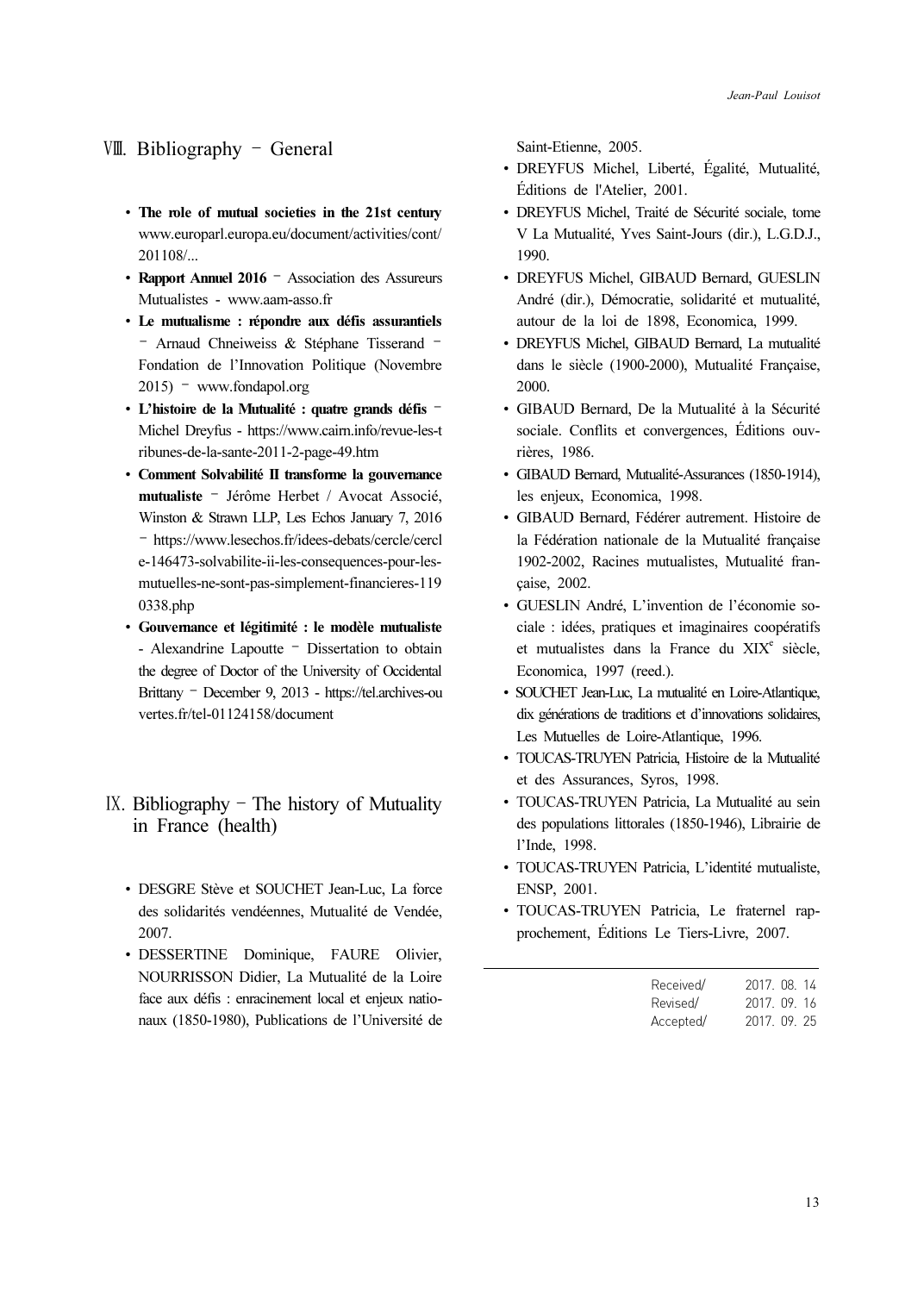## Ⅷ. Bibliography – General

- **The role of mutual societies in the 21st century** www.europarl.europa.eu/document/activities/cont/201108/...
- **Rapport Annuel 2016** – Association des Assureurs Mutualistes - www.aam-asso.fr
- **Le mutualisme : répondre aux défis assurantiels** – Arnaud Chneiweiss & Stéphane Tisserand – Fondation de l'Innovation Politique (Novembre 2015) – www.fondapol.org
- **L'histoire de la Mutualité : quatre grands défis** – Michel Dreyfus - https://www.cairn.info/revue-les-tribunes-de-la-sante-2011-2-page-49.htm
- **Comment Solvabilité II transforme la gouvernance mutualiste** – Jérôme Herbet / Avocat Associé, Winston & Strawn LLP, Les Echos January 7, 2016 – https://www.lesechos.fr/idees-debats/cercle/cercle-146473-solvabilite-ii-les-consequences-pour-les-mutuelles-ne-sont-pas-simplement-financieres-1190338.php
- **Gouvernance et légitimité : le modèle mutualiste** - Alexandrine Lapoutte – Dissertation to obtain the degree of Doctor of the University of Occidental Brittany – December 9, 2013 - https://tel.archives-ouvertes.fr/tel-01124158/document

## Ⅸ. Bibliography – The history of Mutuality in France (health)

- DESGRE Stève et SOUCHET Jean-Luc, La force des solidarités vendéennes, Mutualité de Vendée, 2007.
- DESSERTINE Dominique, FAURE Olivier, NOURRISSON Didier, La Mutualité de la Loire face aux défis : enracinement local et enjeux nationaux (1850-1980), Publications de l'Université de Saint-Etienne, 2005.
- DREYFUS Michel, Liberté, Égalité, Mutualité, Éditions de l'Atelier, 2001.
- DREYFUS Michel, Traité de Sécurité sociale, tome V La Mutualité, Yves Saint-Jours (dir.), L.G.D.J., 1990.
- DREYFUS Michel, GIBAUD Bernard, GUESLIN André (dir.), Démocratie, solidarité et mutualité, autour de la loi de 1898, Economica, 1999.
- DREYFUS Michel, GIBAUD Bernard, La mutualité dans le siècle (1900-2000), Mutualité Française, 2000.
- GIBAUD Bernard, De la Mutualité à la Sécurité sociale. Conflits et convergences, Éditions ouvrières, 1986.
- GIBAUD Bernard, Mutualité-Assurances (1850-1914), les enjeux, Economica, 1998.
- GIBAUD Bernard, Fédérer autrement. Histoire de la Fédération nationale de la Mutualité française 1902-2002, Racines mutualistes, Mutualité française, 2002.
- GUESLIN André, L'invention de l'économie sociale : idées, pratiques et imaginaires coopératifs et mutualistes dans la France du XIX[e] siècle, Economica, 1997 (reed.).
- SOUCHET Jean-Luc, La mutualité en Loire-Atlantique, dix générations de traditions et d'innovations solidaires, Les Mutuelles de Loire-Atlantique, 1996.
- TOUCAS-TRUYEN Patricia, Histoire de la Mutualité et des Assurances, Syros, 1998.
- TOUCAS-TRUYEN Patricia, La Mutualité au sein des populations littorales (1850-1946), Librairie de l'Inde, 1998.
- TOUCAS-TRUYEN Patricia, L'identité mutualiste, ENSP, 2001.
- TOUCAS-TRUYEN Patricia, Le fraternel rapprochement, Éditions Le Tiers-Livre, 2007.

Received/ 2017. 08. 14
Revised/ 2017. 09. 16
Accepted/ 2017. 09. 25